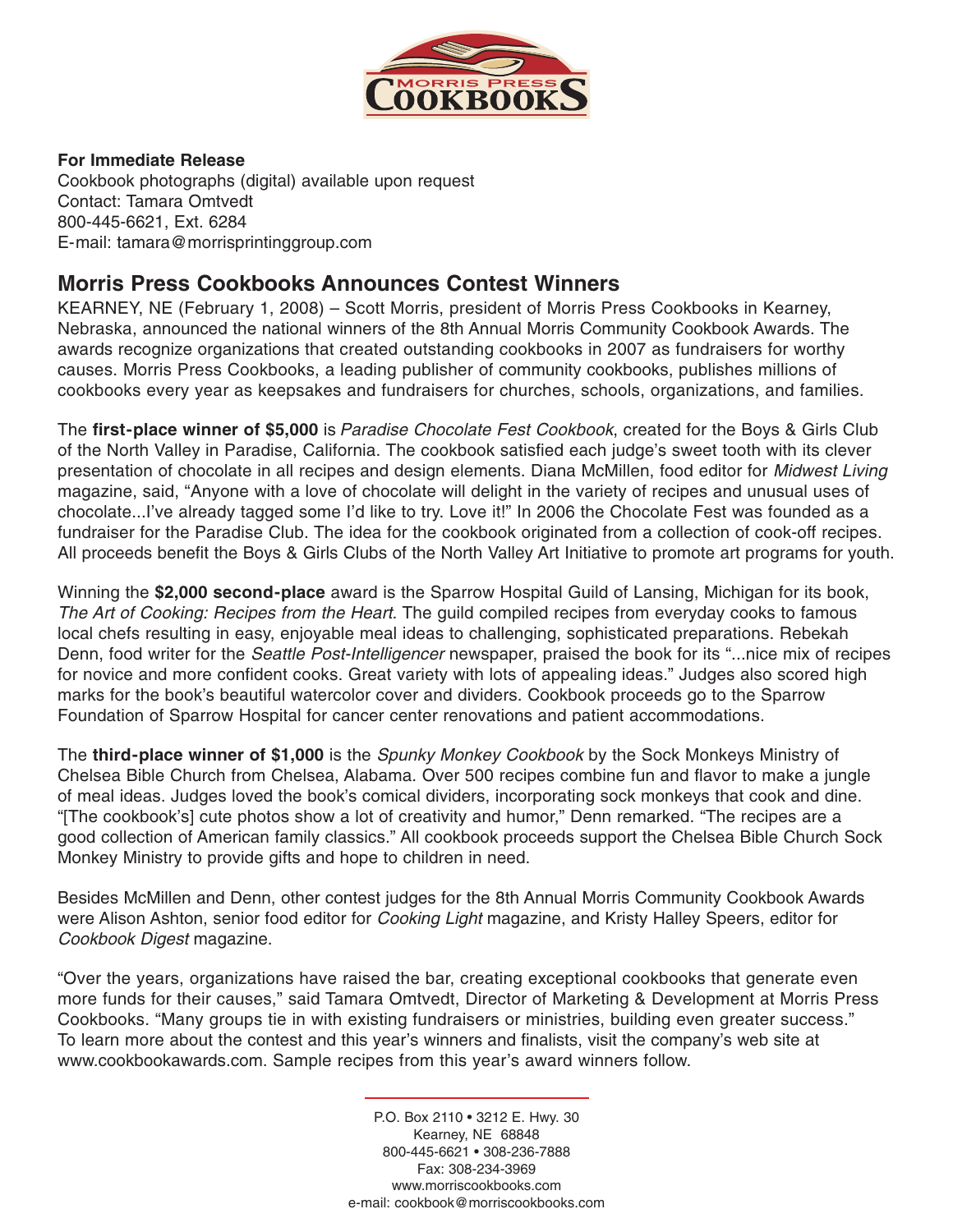**For Immediate Release**
Cookbook photographs (digital) available upon request
Contact: Tamara Omtvedt
800-445-6621, Ext. 6284
E-mail: tamara@morrisprintinggroup.com

## Morris Press Cookbooks Announces Contest Winners

KEARNEY, NE (February 1, 2008) – Scott Morris, president of Morris Press Cookbooks in Kearney, Nebraska, announced the national winners of the 8th Annual Morris Community Cookbook Awards. The awards recognize organizations that created outstanding cookbooks in 2007 as fundraisers for worthy causes. Morris Press Cookbooks, a leading publisher of community cookbooks, publishes millions of cookbooks every year as keepsakes and fundraisers for churches, schools, organizations, and families.

The **first-place winner of $5,000** is *Paradise Chocolate Fest Cookbook*, created for the Boys & Girls Club of the North Valley in Paradise, California. The cookbook satisfied each judge's sweet tooth with its clever presentation of chocolate in all recipes and design elements. Diana McMillen, food editor for *Midwest Living* magazine, said, "Anyone with a love of chocolate will delight in the variety of recipes and unusual uses of chocolate...I've already tagged some I'd like to try. Love it!" In 2006 the Chocolate Fest was founded as a fundraiser for the Paradise Club. The idea for the cookbook originated from a collection of cook-off recipes. All proceeds benefit the Boys & Girls Clubs of the North Valley Art Initiative to promote art programs for youth.

Winning the **$2,000 second-place** award is the Sparrow Hospital Guild of Lansing, Michigan for its book, *The Art of Cooking: Recipes from the Heart*. The guild compiled recipes from everyday cooks to famous local chefs resulting in easy, enjoyable meal ideas to challenging, sophisticated preparations. Rebekah Denn, food writer for the *Seattle Post-Intelligencer* newspaper, praised the book for its "...nice mix of recipes for novice and more confident cooks. Great variety with lots of appealing ideas." Judges also scored high marks for the book's beautiful watercolor cover and dividers. Cookbook proceeds go to the Sparrow Foundation of Sparrow Hospital for cancer center renovations and patient accommodations.

The **third-place winner of $1,000** is the *Spunky Monkey Cookbook* by the Sock Monkeys Ministry of Chelsea Bible Church from Chelsea, Alabama. Over 500 recipes combine fun and flavor to make a jungle of meal ideas. Judges loved the book's comical dividers, incorporating sock monkeys that cook and dine. "[The cookbook's] cute photos show a lot of creativity and humor," Denn remarked. "The recipes are a good collection of American family classics." All cookbook proceeds support the Chelsea Bible Church Sock Monkey Ministry to provide gifts and hope to children in need.

Besides McMillen and Denn, other contest judges for the 8th Annual Morris Community Cookbook Awards were Alison Ashton, senior food editor for *Cooking Light* magazine, and Kristy Halley Speers, editor for *Cookbook Digest* magazine.

"Over the years, organizations have raised the bar, creating exceptional cookbooks that generate even more funds for their causes," said Tamara Omtvedt, Director of Marketing & Development at Morris Press Cookbooks. "Many groups tie in with existing fundraisers or ministries, building even greater success." To learn more about the contest and this year's winners and finalists, visit the company's web site at www.cookbookawards.com. Sample recipes from this year's award winners follow.

P.O. Box 2110 • 3212 E. Hwy. 30
Kearney, NE 68848
800-445-6621 • 308-236-7888
Fax: 308-234-3969
www.morriscookbooks.com
e-mail: cookbook@morriscookbooks.com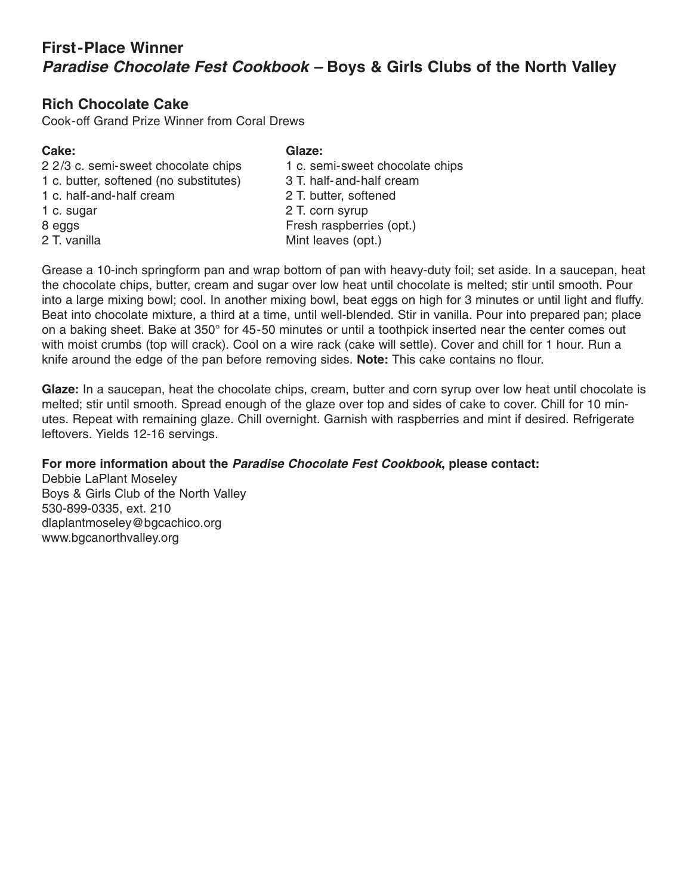## First-Place Winner
## *Paradise Chocolate Fest Cookbook* – Boys & Girls Clubs of the North Valley

### Rich Chocolate Cake

Cook-off Grand Prize Winner from Coral Drews

**Cake:**
2 2/3 c. semi-sweet chocolate chips
1 c. butter, softened (no substitutes)
1 c. half-and-half cream
1 c. sugar
8 eggs
2 T. vanilla

**Glaze:**
1 c. semi-sweet chocolate chips
3 T. half-and-half cream
2 T. butter, softened
2 T. corn syrup
Fresh raspberries (opt.)
Mint leaves (opt.)

Grease a 10-inch springform pan and wrap bottom of pan with heavy-duty foil; set aside. In a saucepan, heat the chocolate chips, butter, cream and sugar over low heat until chocolate is melted; stir until smooth. Pour into a large mixing bowl; cool. In another mixing bowl, beat eggs on high for 3 minutes or until light and fluffy. Beat into chocolate mixture, a third at a time, until well-blended. Stir in vanilla. Pour into prepared pan; place on a baking sheet. Bake at 350° for 45-50 minutes or until a toothpick inserted near the center comes out with moist crumbs (top will crack). Cool on a wire rack (cake will settle). Cover and chill for 1 hour. Run a knife around the edge of the pan before removing sides. **Note:** This cake contains no flour.

**Glaze:** In a saucepan, heat the chocolate chips, cream, butter and corn syrup over low heat until chocolate is melted; stir until smooth. Spread enough of the glaze over top and sides of cake to cover. Chill for 10 minutes. Repeat with remaining glaze. Chill overnight. Garnish with raspberries and mint if desired. Refrigerate leftovers. Yields 12-16 servings.

**For more information about the *Paradise Chocolate Fest Cookbook*, please contact:**
Debbie LaPlant Moseley
Boys & Girls Club of the North Valley
530-899-0335, ext. 210
dlaplantmoseley@bgcachico.org
www.bgcanorthvalley.org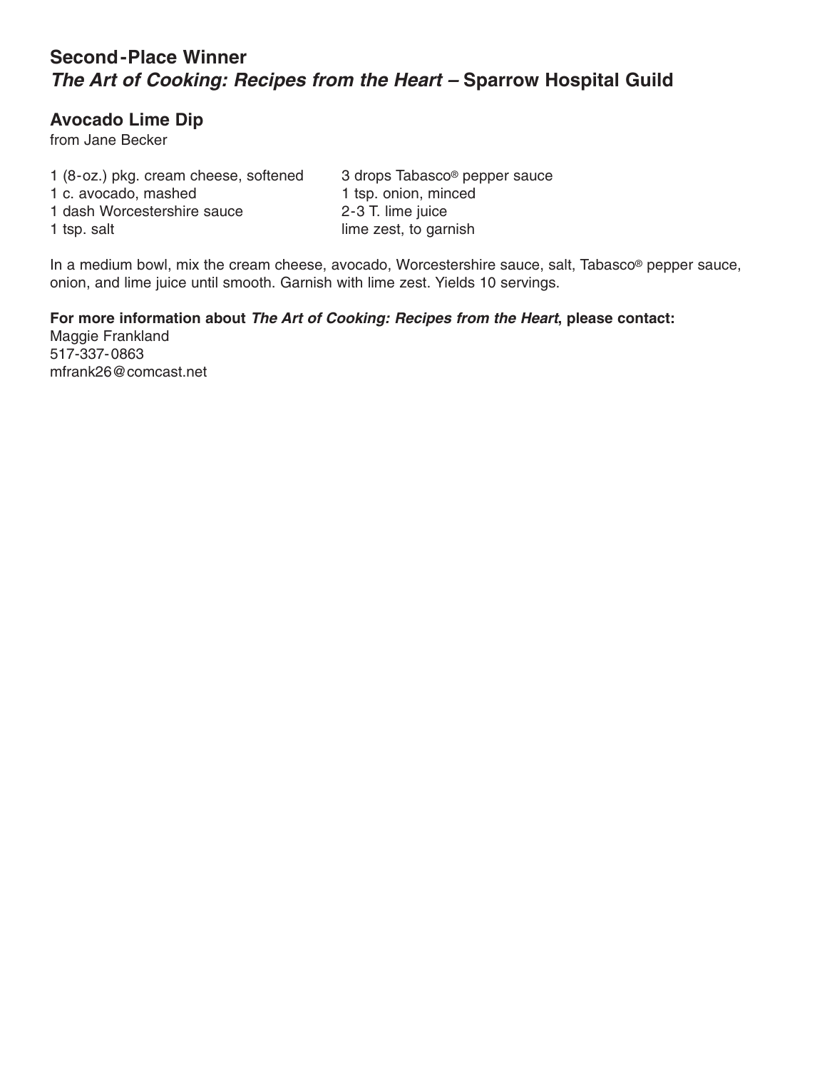## Second-Place Winner
## *The Art of Cooking: Recipes from the Heart* – Sparrow Hospital Guild

### Avocado Lime Dip
from Jane Becker

- 1 (8-oz.) pkg. cream cheese, softened
- 1 c. avocado, mashed
- 1 dash Worcestershire sauce
- 1 tsp. salt
- 3 drops Tabasco® pepper sauce
- 1 tsp. onion, minced
- 2-3 T. lime juice
- lime zest, to garnish

In a medium bowl, mix the cream cheese, avocado, Worcestershire sauce, salt, Tabasco® pepper sauce, onion, and lime juice until smooth. Garnish with lime zest. Yields 10 servings.

**For more information about *The Art of Cooking: Recipes from the Heart*, please contact:**
Maggie Frankland
517-337-0863
mfrank26@comcast.net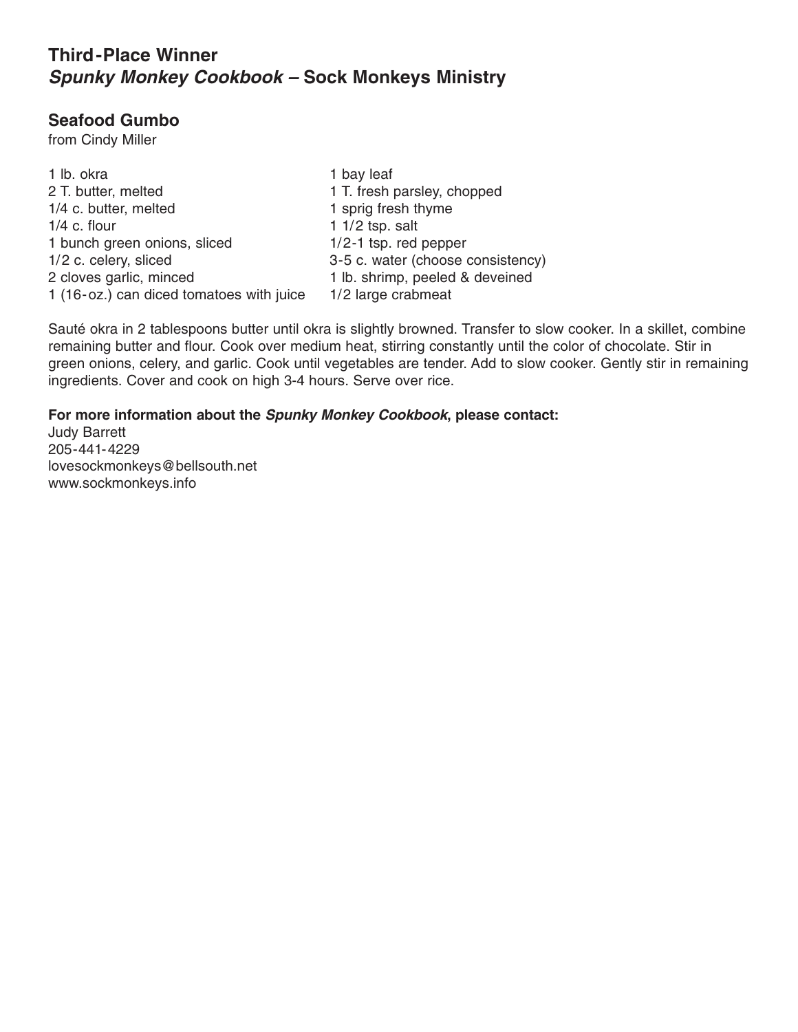## Third-Place Winner
## *Spunky Monkey Cookbook* – Sock Monkeys Ministry

### Seafood Gumbo

from Cindy Miller

1 lb. okra
2 T. butter, melted
1/4 c. butter, melted
1/4 c. flour
1 bunch green onions, sliced
1/2 c. celery, sliced
2 cloves garlic, minced
1 (16-oz.) can diced tomatoes with juice
1 bay leaf
1 T. fresh parsley, chopped
1 sprig fresh thyme
1 1/2 tsp. salt
1/2-1 tsp. red pepper
3-5 c. water (choose consistency)
1 lb. shrimp, peeled & deveined
1/2 large crabmeat

Sauté okra in 2 tablespoons butter until okra is slightly browned. Transfer to slow cooker. In a skillet, combine remaining butter and flour. Cook over medium heat, stirring constantly until the color of chocolate. Stir in green onions, celery, and garlic. Cook until vegetables are tender. Add to slow cooker. Gently stir in remaining ingredients. Cover and cook on high 3-4 hours. Serve over rice.

**For more information about the *Spunky Monkey Cookbook*, please contact:**
Judy Barrett
205-441-4229
lovesockmonkeys@bellsouth.net
www.sockmonkeys.info